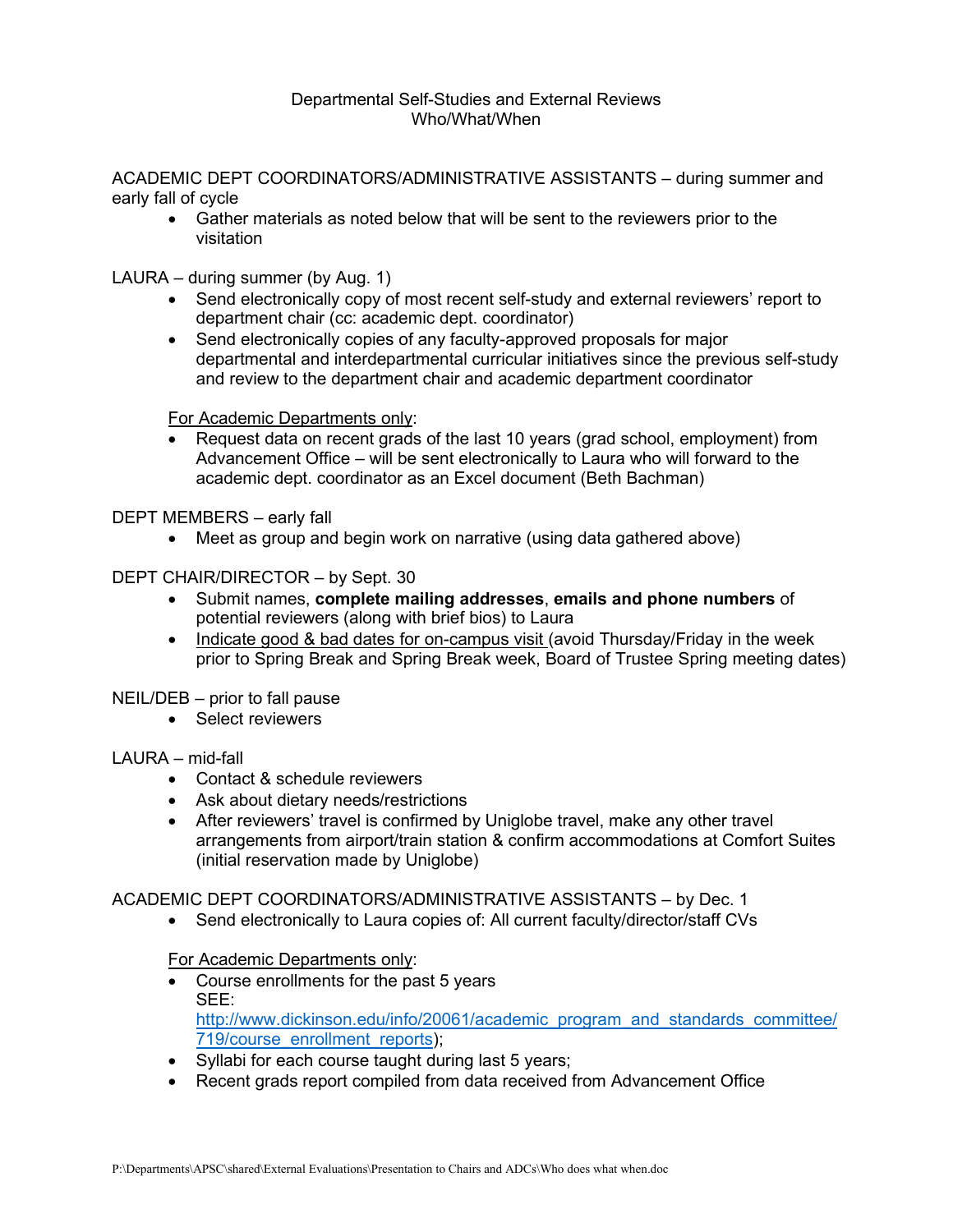# Departmental Self-Studies and External Reviews
## Who/What/When

ACADEMIC DEPT COORDINATORS/ADMINISTRATIVE ASSISTANTS – during summer and early fall of cycle

- Gather materials as noted below that will be sent to the reviewers prior to the visitation

LAURA – during summer (by Aug. 1)

- Send electronically copy of most recent self-study and external reviewers' report to department chair (cc: academic dept. coordinator)
- Send electronically copies of any faculty-approved proposals for major departmental and interdepartmental curricular initiatives since the previous self-study and review to the department chair and academic department coordinator

<u>For Academic Departments only</u>:

- Request data on recent grads of the last 10 years (grad school, employment) from Advancement Office – will be sent electronically to Laura who will forward to the academic dept. coordinator as an Excel document (Beth Bachman)

DEPT MEMBERS – early fall

- Meet as group and begin work on narrative (using data gathered above)

DEPT CHAIR/DIRECTOR – by Sept. 30

- Submit names, **complete mailing addresses**, **emails and phone numbers** of potential reviewers (along with brief bios) to Laura
- <u>Indicate good & bad dates for on-campus visit</u> (avoid Thursday/Friday in the week prior to Spring Break and Spring Break week, Board of Trustee Spring meeting dates)

NEIL/DEB – prior to fall pause

- Select reviewers

LAURA – mid-fall

- Contact & schedule reviewers
- Ask about dietary needs/restrictions
- After reviewers' travel is confirmed by Uniglobe travel, make any other travel arrangements from airport/train station & confirm accommodations at Comfort Suites (initial reservation made by Uniglobe)

ACADEMIC DEPT COORDINATORS/ADMINISTRATIVE ASSISTANTS – by Dec. 1

- Send electronically to Laura copies of: All current faculty/director/staff CVs

<u>For Academic Departments only</u>:

- Course enrollments for the past 5 years
  SEE: [http://www.dickinson.edu/info/20061/academic_program_and_standards_committee/719/course_enrollment_reports](http://www.dickinson.edu/info/20061/academic_program_and_standards_committee/719/course_enrollment_reports);
- Syllabi for each course taught during last 5 years;
- Recent grads report compiled from data received from Advancement Office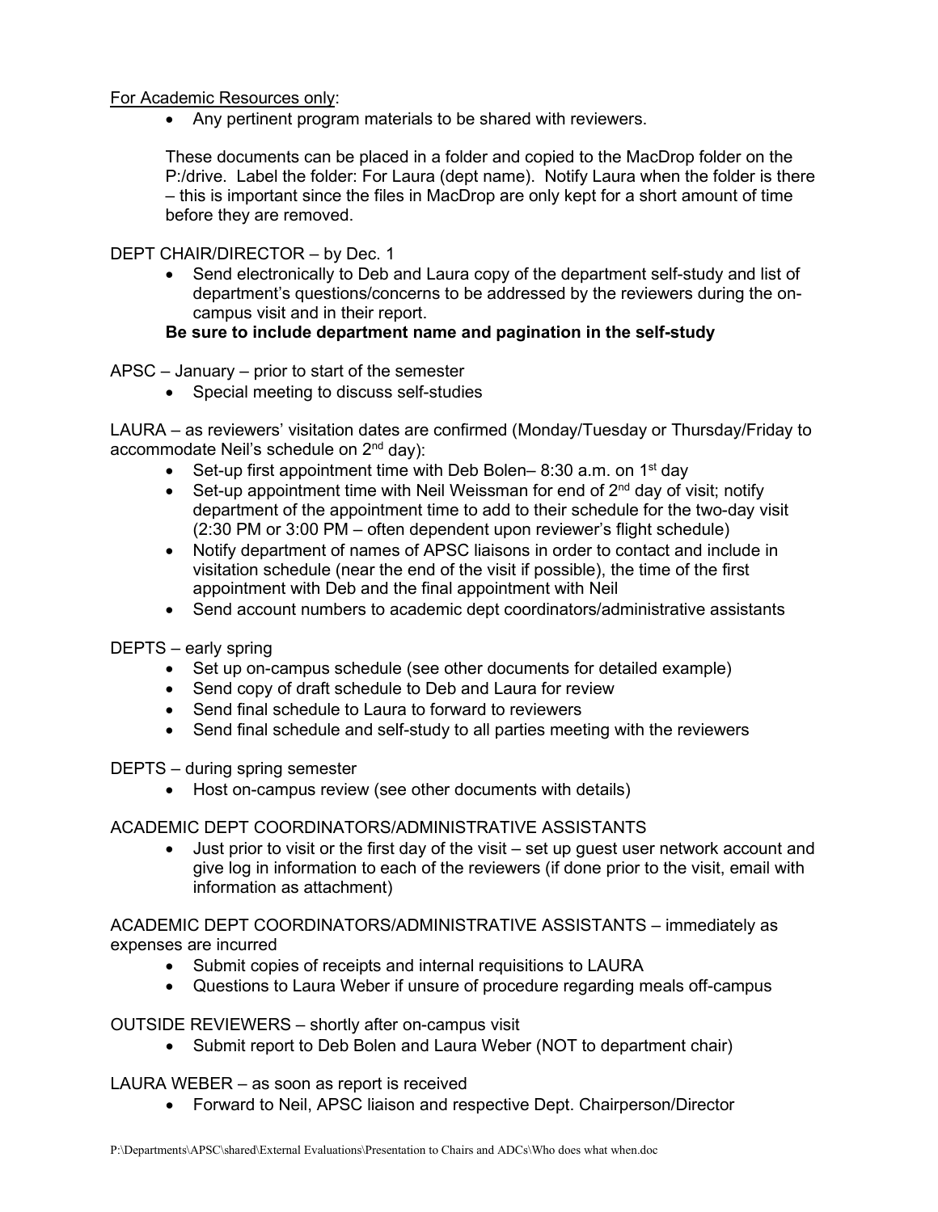For Academic Resources only:

- Any pertinent program materials to be shared with reviewers.

  These documents can be placed in a folder and copied to the MacDrop folder on the P:/drive. Label the folder: For Laura (dept name). Notify Laura when the folder is there – this is important since the files in MacDrop are only kept for a short amount of time before they are removed.

DEPT CHAIR/DIRECTOR – by Dec. 1

- Send electronically to Deb and Laura copy of the department self-study and list of department's questions/concerns to be addressed by the reviewers during the on-campus visit and in their report.

**Be sure to include department name and pagination in the self-study**

APSC – January – prior to start of the semester

- Special meeting to discuss self-studies

LAURA – as reviewers' visitation dates are confirmed (Monday/Tuesday or Thursday/Friday to accommodate Neil's schedule on 2nd day):

- Set-up first appointment time with Deb Bolen– 8:30 a.m. on 1st day
- Set-up appointment time with Neil Weissman for end of 2nd day of visit; notify department of the appointment time to add to their schedule for the two-day visit (2:30 PM or 3:00 PM – often dependent upon reviewer's flight schedule)
- Notify department of names of APSC liaisons in order to contact and include in visitation schedule (near the end of the visit if possible), the time of the first appointment with Deb and the final appointment with Neil
- Send account numbers to academic dept coordinators/administrative assistants

DEPTS – early spring

- Set up on-campus schedule (see other documents for detailed example)
- Send copy of draft schedule to Deb and Laura for review
- Send final schedule to Laura to forward to reviewers
- Send final schedule and self-study to all parties meeting with the reviewers

DEPTS – during spring semester

- Host on-campus review (see other documents with details)

ACADEMIC DEPT COORDINATORS/ADMINISTRATIVE ASSISTANTS

- Just prior to visit or the first day of the visit – set up guest user network account and give log in information to each of the reviewers (if done prior to the visit, email with information as attachment)

ACADEMIC DEPT COORDINATORS/ADMINISTRATIVE ASSISTANTS – immediately as expenses are incurred

- Submit copies of receipts and internal requisitions to LAURA
- Questions to Laura Weber if unsure of procedure regarding meals off-campus

OUTSIDE REVIEWERS – shortly after on-campus visit

- Submit report to Deb Bolen and Laura Weber (NOT to department chair)

LAURA WEBER – as soon as report is received

- Forward to Neil, APSC liaison and respective Dept. Chairperson/Director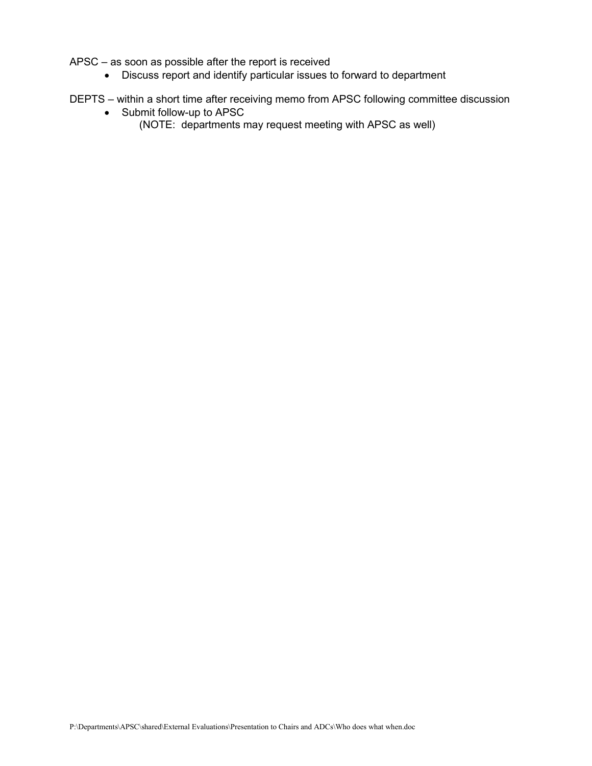APSC – as soon as possible after the report is received

- Discuss report and identify particular issues to forward to department

DEPTS – within a short time after receiving memo from APSC following committee discussion

- Submit follow-up to APSC
  (NOTE: departments may request meeting with APSC as well)